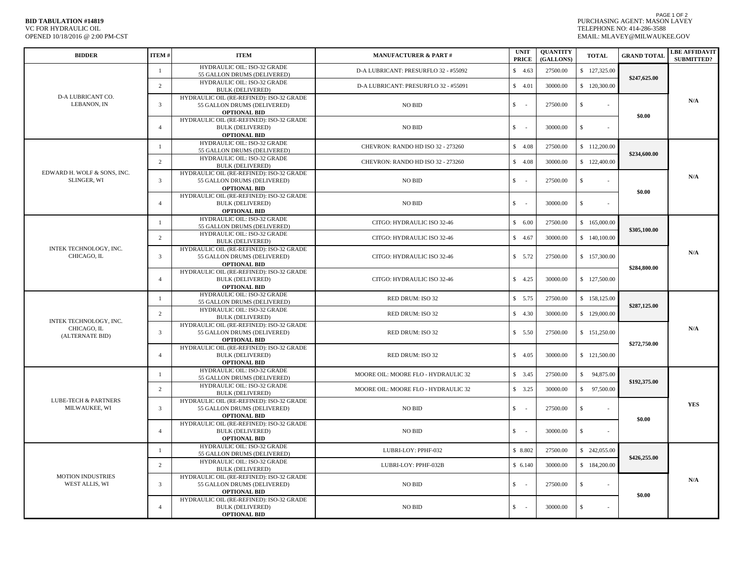**BID TABULATION #14819**
VC FOR HYDRAULIC OIL
OPENED 10/18/2016 @ 2:00 PM-CST

PURCHASING AGENT: MASON LAVEY
TELEPHONE NO: 414-286-3588
EMAIL: MLAVEY@MILWAUKEE.GOV

| BIDDER | ITEM # | ITEM | MANUFACTURER & PART # | UNIT PRICE | QUANTITY (GALLONS) | TOTAL | GRAND TOTAL | LBE AFFIDAVIT SUBMITTED? |
|---|---|---|---|---|---|---|---|---|
| D-A LUBRICANT CO. LEBANON, IN | 1 | HYDRAULIC OIL: ISO-32 GRADE 55 GALLON DRUMS (DELIVERED) | D-A LUBRICANT: PRESURFLO 32 - #55092 | $ 4.63 | 27500.00 | $ 127,325.00 | **$247,625.00** | **N/A** |
| | 2 | HYDRAULIC OIL: ISO-32 GRADE BULK (DELIVERED) | D-A LUBRICANT: PRESURFLO 32 - #55091 | $ 4.01 | 30000.00 | $ 120,300.00 | | |
| | 3 | HYDRAULIC OIL (RE-REFINED): ISO-32 GRADE 55 GALLON DRUMS (DELIVERED) **OPTIONAL BID** | NO BID | $ - | 27500.00 | $ - | **$0.00** | |
| | 4 | HYDRAULIC OIL (RE-REFINED): ISO-32 GRADE BULK (DELIVERED) **OPTIONAL BID** | NO BID | $ - | 30000.00 | $ - | | |
| EDWARD H. WOLF & SONS, INC. SLINGER, WI | 1 | HYDRAULIC OIL: ISO-32 GRADE 55 GALLON DRUMS (DELIVERED) | CHEVRON: RANDO HD ISO 32 - 273260 | $ 4.08 | 27500.00 | $ 112,200.00 | **$234,600.00** | **N/A** |
| | 2 | HYDRAULIC OIL: ISO-32 GRADE BULK (DELIVERED) | CHEVRON: RANDO HD ISO 32 - 273260 | $ 4.08 | 30000.00 | $ 122,400.00 | | |
| | 3 | HYDRAULIC OIL (RE-REFINED): ISO-32 GRADE 55 GALLON DRUMS (DELIVERED) **OPTIONAL BID** | NO BID | $ - | 27500.00 | $ - | **$0.00** | |
| | 4 | HYDRAULIC OIL (RE-REFINED): ISO-32 GRADE BULK (DELIVERED) **OPTIONAL BID** | NO BID | $ - | 30000.00 | $ - | | |
| INTEK TECHNOLOGY, INC. CHICAGO, IL | 1 | HYDRAULIC OIL: ISO-32 GRADE 55 GALLON DRUMS (DELIVERED) | CITGO: HYDRAULIC ISO 32-46 | $ 6.00 | 27500.00 | $ 165,000.00 | **$305,100.00** | **N/A** |
| | 2 | HYDRAULIC OIL: ISO-32 GRADE BULK (DELIVERED) | CITGO: HYDRAULIC ISO 32-46 | $ 4.67 | 30000.00 | $ 140,100.00 | | |
| | 3 | HYDRAULIC OIL (RE-REFINED): ISO-32 GRADE 55 GALLON DRUMS (DELIVERED) **OPTIONAL BID** | CITGO: HYDRAULIC ISO 32-46 | $ 5.72 | 27500.00 | $ 157,300.00 | **$284,800.00** | |
| | 4 | HYDRAULIC OIL (RE-REFINED): ISO-32 GRADE BULK (DELIVERED) **OPTIONAL BID** | CITGO: HYDRAULIC ISO 32-46 | $ 4.25 | 30000.00 | $ 127,500.00 | | |
| INTEK TECHNOLOGY, INC. CHICAGO, IL (ALTERNATE BID) | 1 | HYDRAULIC OIL: ISO-32 GRADE 55 GALLON DRUMS (DELIVERED) | RED DRUM: ISO 32 | $ 5.75 | 27500.00 | $ 158,125.00 | **$287,125.00** | **N/A** |
| | 2 | HYDRAULIC OIL: ISO-32 GRADE BULK (DELIVERED) | RED DRUM: ISO 32 | $ 4.30 | 30000.00 | $ 129,000.00 | | |
| | 3 | HYDRAULIC OIL (RE-REFINED): ISO-32 GRADE 55 GALLON DRUMS (DELIVERED) **OPTIONAL BID** | RED DRUM: ISO 32 | $ 5.50 | 27500.00 | $ 151,250.00 | **$272,750.00** | |
| | 4 | HYDRAULIC OIL (RE-REFINED): ISO-32 GRADE BULK (DELIVERED) **OPTIONAL BID** | RED DRUM: ISO 32 | $ 4.05 | 30000.00 | $ 121,500.00 | | |
| LUBE-TECH & PARTNERS MILWAUKEE, WI | 1 | HYDRAULIC OIL: ISO-32 GRADE 55 GALLON DRUMS (DELIVERED) | MOORE OIL: MOORE FLO - HYDRAULIC 32 | $ 3.45 | 27500.00 | $ 94,875.00 | **$192,375.00** | **YES** |
| | 2 | HYDRAULIC OIL: ISO-32 GRADE BULK (DELIVERED) | MOORE OIL: MOORE FLO - HYDRAULIC 32 | $ 3.25 | 30000.00 | $ 97,500.00 | | |
| | 3 | HYDRAULIC OIL (RE-REFINED): ISO-32 GRADE 55 GALLON DRUMS (DELIVERED) **OPTIONAL BID** | NO BID | $ - | 27500.00 | $ - | **$0.00** | |
| | 4 | HYDRAULIC OIL (RE-REFINED): ISO-32 GRADE BULK (DELIVERED) **OPTIONAL BID** | NO BID | $ - | 30000.00 | $ - | | |
| MOTION INDUSTRIES WEST ALLIS, WI | 1 | HYDRAULIC OIL: ISO-32 GRADE 55 GALLON DRUMS (DELIVERED) | LUBRI-LOY: PPHF-032 | $ 8.802 | 27500.00 | $ 242,055.00 | **$426,255.00** | **N/A** |
| | 2 | HYDRAULIC OIL: ISO-32 GRADE BULK (DELIVERED) | LUBRI-LOY: PPHF-032B | $ 6.140 | 30000.00 | $ 184,200.00 | | |
| | 3 | HYDRAULIC OIL (RE-REFINED): ISO-32 GRADE 55 GALLON DRUMS (DELIVERED) **OPTIONAL BID** | NO BID | $ - | 27500.00 | $ - | **$0.00** | |
| | 4 | HYDRAULIC OIL (RE-REFINED): ISO-32 GRADE BULK (DELIVERED) **OPTIONAL BID** | NO BID | $ - | 30000.00 | $ - | | |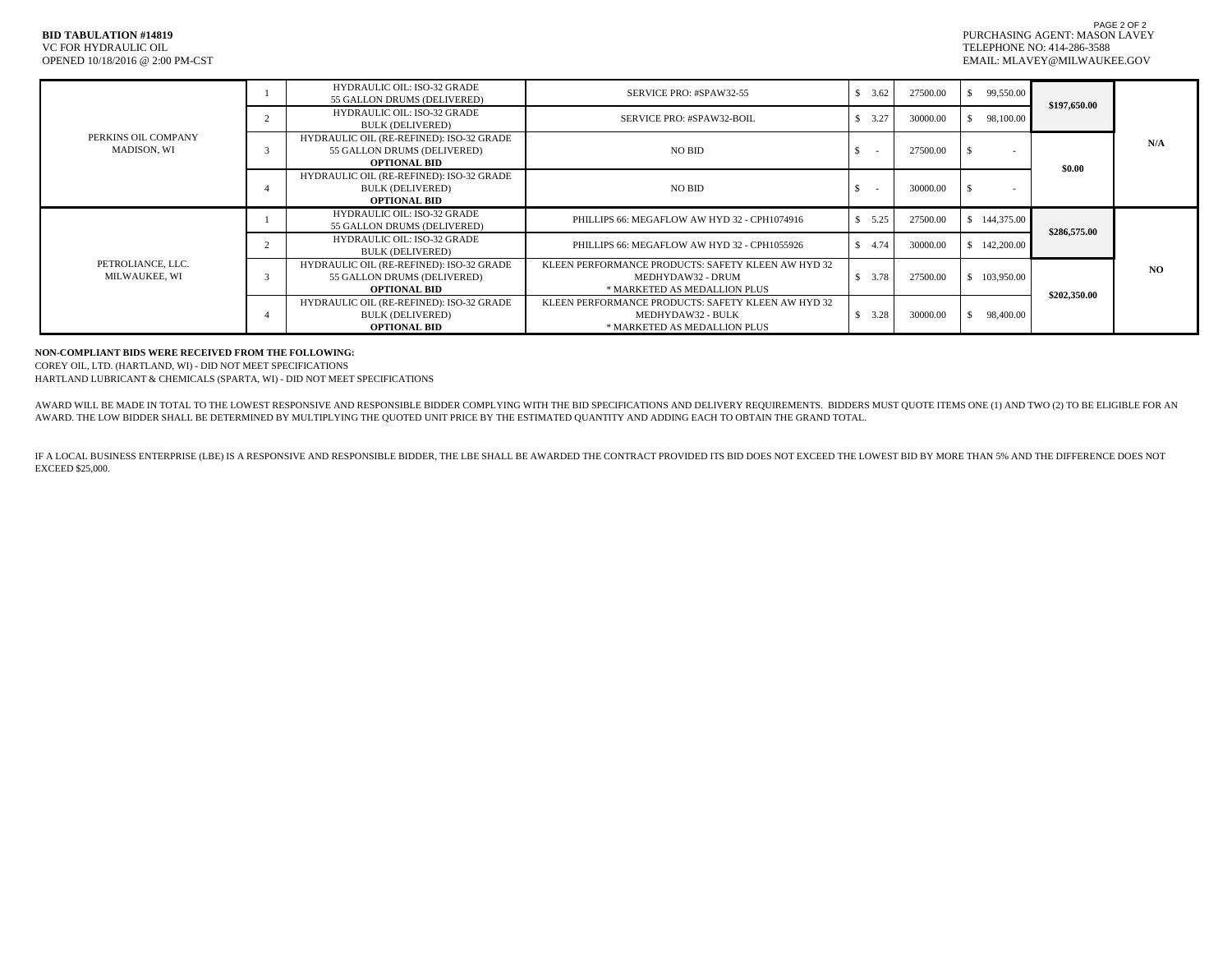**BID TABULATION #14819**
VC FOR HYDRAULIC OIL
OPENED 10/18/2016 @ 2:00 PM-CST

PURCHASING AGENT: MASON LAVEY
TELEPHONE NO: 414-286-3588
EMAIL: MLAVEY@MILWAUKEE.GOV

| | | | | | | | | |
|---|---|---|---|---|---|---|---|---|
| PERKINS OIL COMPANY<br>MADISON, WI | 1 | HYDRAULIC OIL: ISO-32 GRADE<br>55 GALLON DRUMS (DELIVERED) | SERVICE PRO: #SPAW32-55 | $ 3.62 | 27500.00 | $ 99,550.00 | **$197,650.00** | **N/A** |
| | 2 | HYDRAULIC OIL: ISO-32 GRADE<br>BULK (DELIVERED) | SERVICE PRO: #SPAW32-BOIL | $ 3.27 | 30000.00 | $ 98,100.00 | | |
| | 3 | HYDRAULIC OIL (RE-REFINED): ISO-32 GRADE<br>55 GALLON DRUMS (DELIVERED)<br>**OPTIONAL BID** | NO BID | $ - | 27500.00 | $ - | **$0.00** | |
| | 4 | HYDRAULIC OIL (RE-REFINED): ISO-32 GRADE<br>BULK (DELIVERED)<br>**OPTIONAL BID** | NO BID | $ - | 30000.00 | $ - | | |
| PETROLIANCE, LLC.<br>MILWAUKEE, WI | 1 | HYDRAULIC OIL: ISO-32 GRADE<br>55 GALLON DRUMS (DELIVERED) | PHILLIPS 66: MEGAFLOW AW HYD 32 - CPH1074916 | $ 5.25 | 27500.00 | $ 144,375.00 | **$286,575.00** | **NO** |
| | 2 | HYDRAULIC OIL: ISO-32 GRADE<br>BULK (DELIVERED) | PHILLIPS 66: MEGAFLOW AW HYD 32 - CPH1055926 | $ 4.74 | 30000.00 | $ 142,200.00 | | |
| | 3 | HYDRAULIC OIL (RE-REFINED): ISO-32 GRADE<br>55 GALLON DRUMS (DELIVERED)<br>**OPTIONAL BID** | KLEEN PERFORMANCE PRODUCTS: SAFETY KLEEN AW HYD 32<br>MEDHYDAW32 - DRUM<br>* MARKETED AS MEDALLION PLUS | $ 3.78 | 27500.00 | $ 103,950.00 | **$202,350.00** | |
| | 4 | HYDRAULIC OIL (RE-REFINED): ISO-32 GRADE<br>BULK (DELIVERED)<br>**OPTIONAL BID** | KLEEN PERFORMANCE PRODUCTS: SAFETY KLEEN AW HYD 32<br>MEDHYDAW32 - BULK<br>* MARKETED AS MEDALLION PLUS | $ 3.28 | 30000.00 | $ 98,400.00 | | |

**NON-COMPLIANT BIDS WERE RECEIVED FROM THE FOLLOWING:**
COREY OIL, LTD. (HARTLAND, WI) - DID NOT MEET SPECIFICATIONS
HARTLAND LUBRICANT & CHEMICALS (SPARTA, WI) - DID NOT MEET SPECIFICATIONS

AWARD WILL BE MADE IN TOTAL TO THE LOWEST RESPONSIVE AND RESPONSIBLE BIDDER COMPLYING WITH THE BID SPECIFICATIONS AND DELIVERY REQUIREMENTS. BIDDERS MUST QUOTE ITEMS ONE (1) AND TWO (2) TO BE ELIGIBLE FOR AN AWARD. THE LOW BIDDER SHALL BE DETERMINED BY MULTIPLYING THE QUOTED UNIT PRICE BY THE ESTIMATED QUANTITY AND ADDING EACH TO OBTAIN THE GRAND TOTAL.

IF A LOCAL BUSINESS ENTERPRISE (LBE) IS A RESPONSIVE AND RESPONSIBLE BIDDER, THE LBE SHALL BE AWARDED THE CONTRACT PROVIDED ITS BID DOES NOT EXCEED THE LOWEST BID BY MORE THAN 5% AND THE DIFFERENCE DOES NOT EXCEED $25,000.